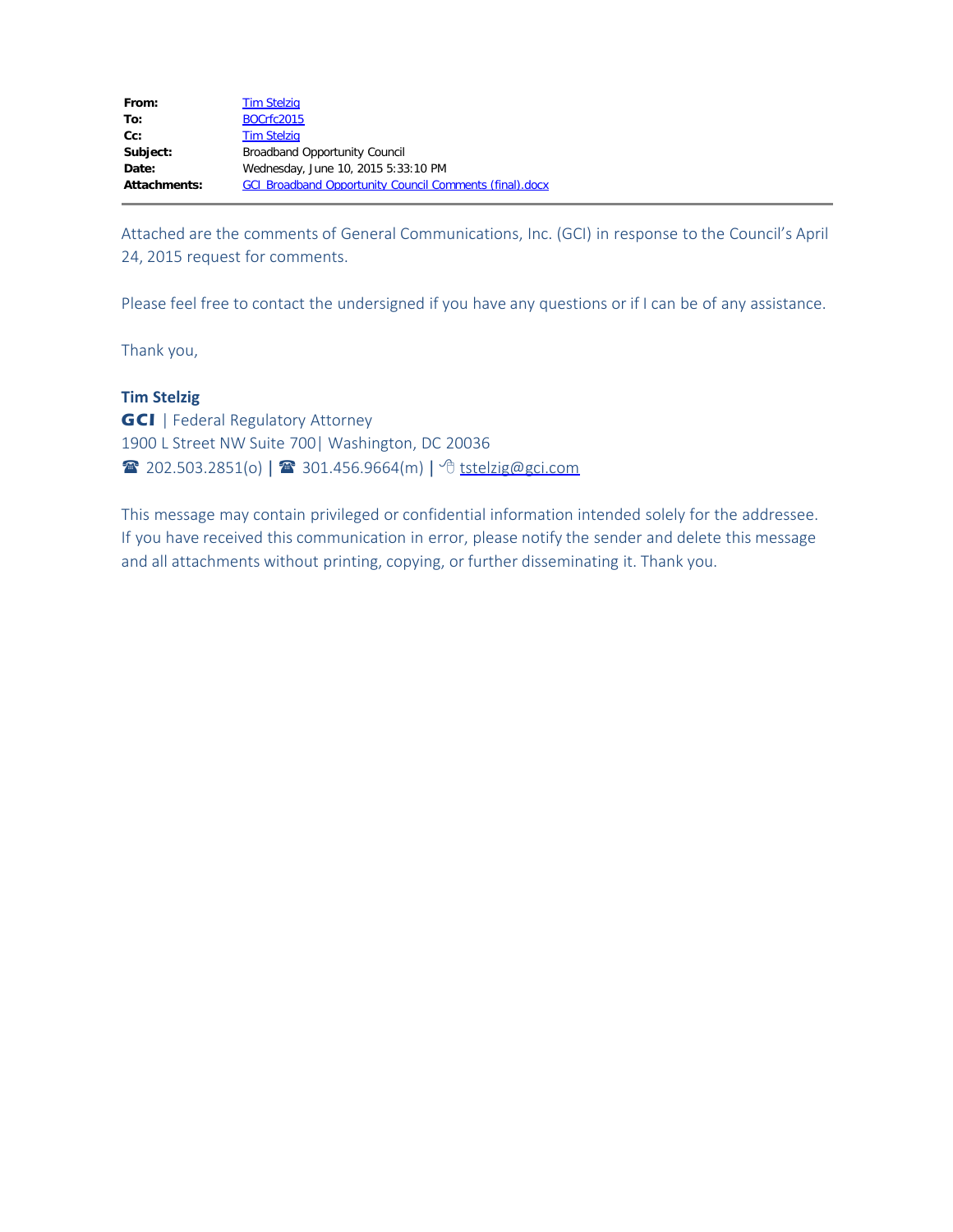| | |
|---|---|
| **From:** | Tim Stelzig |
| **To:** | BOCrfc2015 |
| **Cc:** | Tim Stelzig |
| **Subject:** | Broadband Opportunity Council |
| **Date:** | Wednesday, June 10, 2015 5:33:10 PM |
| **Attachments:** | GCI Broadband Opportunity Council Comments (final).docx |

---

Attached are the comments of General Communications, Inc. (GCI) in response to the Council's April 24, 2015 request for comments.

Please feel free to contact the undersigned if you have any questions or if I can be of any assistance.

Thank you,

**Tim Stelzig**
**GCI** | Federal Regulatory Attorney
1900 L Street NW Suite 700| Washington, DC 20036
☎ 202.503.2851(o) | ☎ 301.456.9664(m) | tstelzig@gci.com

This message may contain privileged or confidential information intended solely for the addressee. If you have received this communication in error, please notify the sender and delete this message and all attachments without printing, copying, or further disseminating it. Thank you.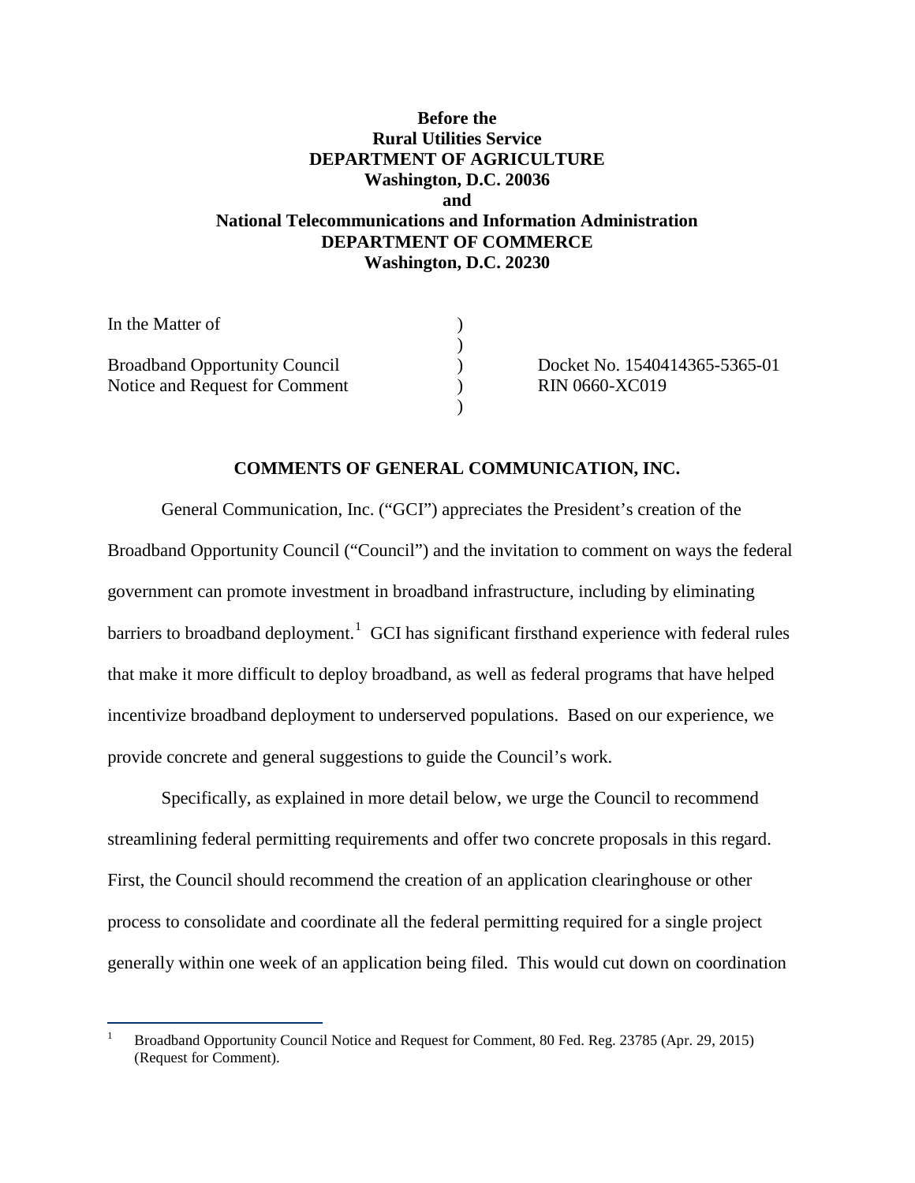**Before the**
**Rural Utilities Service**
**DEPARTMENT OF AGRICULTURE**
**Washington, D.C. 20036**
**and**
**National Telecommunications and Information Administration**
**DEPARTMENT OF COMMERCE**
**Washington, D.C. 20230**

| | | |
|---|---|---|
| In the Matter of | ) | |
| | ) | |
| Broadband Opportunity Council | ) | Docket No. 1540414365-5365-01 |
| Notice and Request for Comment | ) | RIN 0660-XC019 |
| | ) | |

**COMMENTS OF GENERAL COMMUNICATION, INC.**

General Communication, Inc. ("GCI") appreciates the President's creation of the Broadband Opportunity Council ("Council") and the invitation to comment on ways the federal government can promote investment in broadband infrastructure, including by eliminating barriers to broadband deployment.[1] GCI has significant firsthand experience with federal rules that make it more difficult to deploy broadband, as well as federal programs that have helped incentivize broadband deployment to underserved populations. Based on our experience, we provide concrete and general suggestions to guide the Council's work.

Specifically, as explained in more detail below, we urge the Council to recommend streamlining federal permitting requirements and offer two concrete proposals in this regard. First, the Council should recommend the creation of an application clearinghouse or other process to consolidate and coordinate all the federal permitting required for a single project generally within one week of an application being filed. This would cut down on coordination

[1] Broadband Opportunity Council Notice and Request for Comment, 80 Fed. Reg. 23785 (Apr. 29, 2015) (Request for Comment).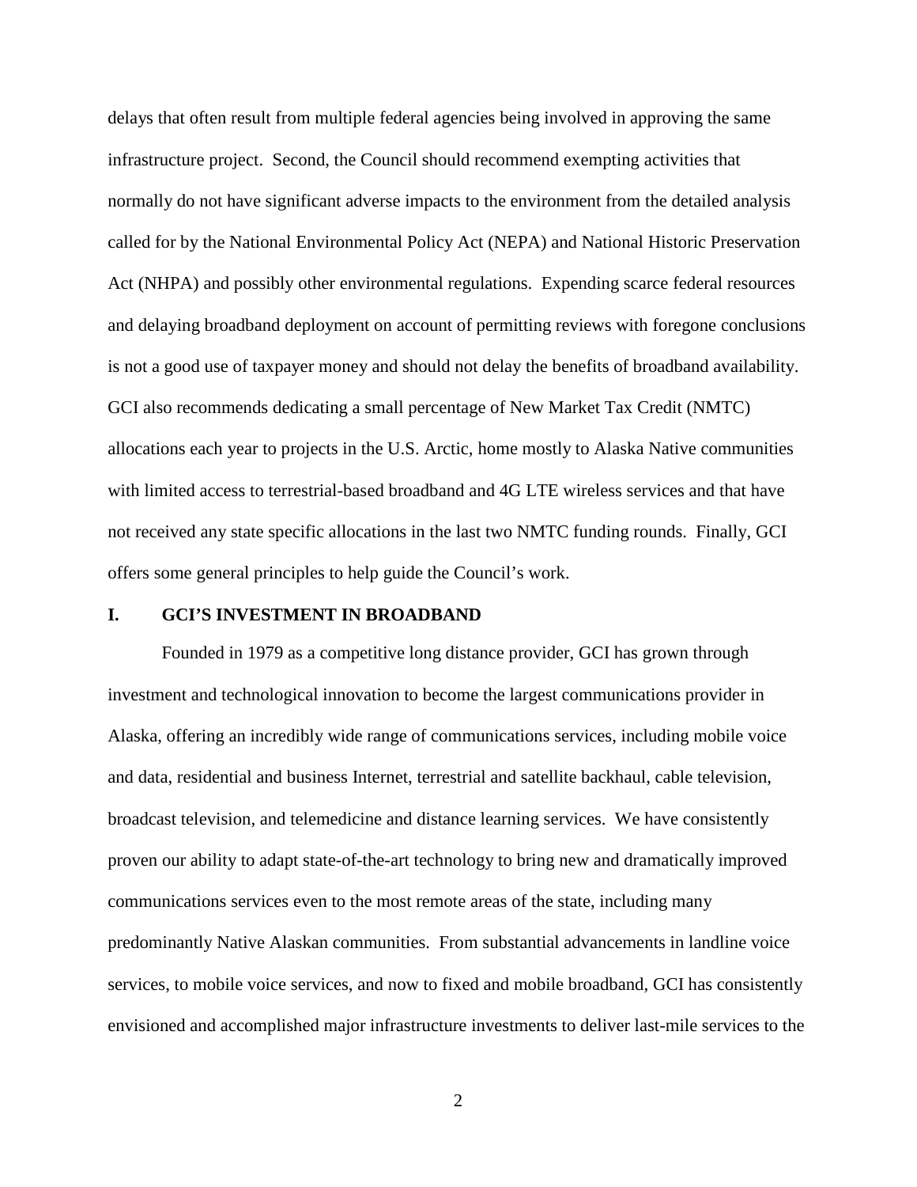delays that often result from multiple federal agencies being involved in approving the same infrastructure project. Second, the Council should recommend exempting activities that normally do not have significant adverse impacts to the environment from the detailed analysis called for by the National Environmental Policy Act (NEPA) and National Historic Preservation Act (NHPA) and possibly other environmental regulations. Expending scarce federal resources and delaying broadband deployment on account of permitting reviews with foregone conclusions is not a good use of taxpayer money and should not delay the benefits of broadband availability. GCI also recommends dedicating a small percentage of New Market Tax Credit (NMTC) allocations each year to projects in the U.S. Arctic, home mostly to Alaska Native communities with limited access to terrestrial-based broadband and 4G LTE wireless services and that have not received any state specific allocations in the last two NMTC funding rounds. Finally, GCI offers some general principles to help guide the Council's work.

## I. GCI'S INVESTMENT IN BROADBAND

Founded in 1979 as a competitive long distance provider, GCI has grown through investment and technological innovation to become the largest communications provider in Alaska, offering an incredibly wide range of communications services, including mobile voice and data, residential and business Internet, terrestrial and satellite backhaul, cable television, broadcast television, and telemedicine and distance learning services. We have consistently proven our ability to adapt state-of-the-art technology to bring new and dramatically improved communications services even to the most remote areas of the state, including many predominantly Native Alaskan communities. From substantial advancements in landline voice services, to mobile voice services, and now to fixed and mobile broadband, GCI has consistently envisioned and accomplished major infrastructure investments to deliver last-mile services to the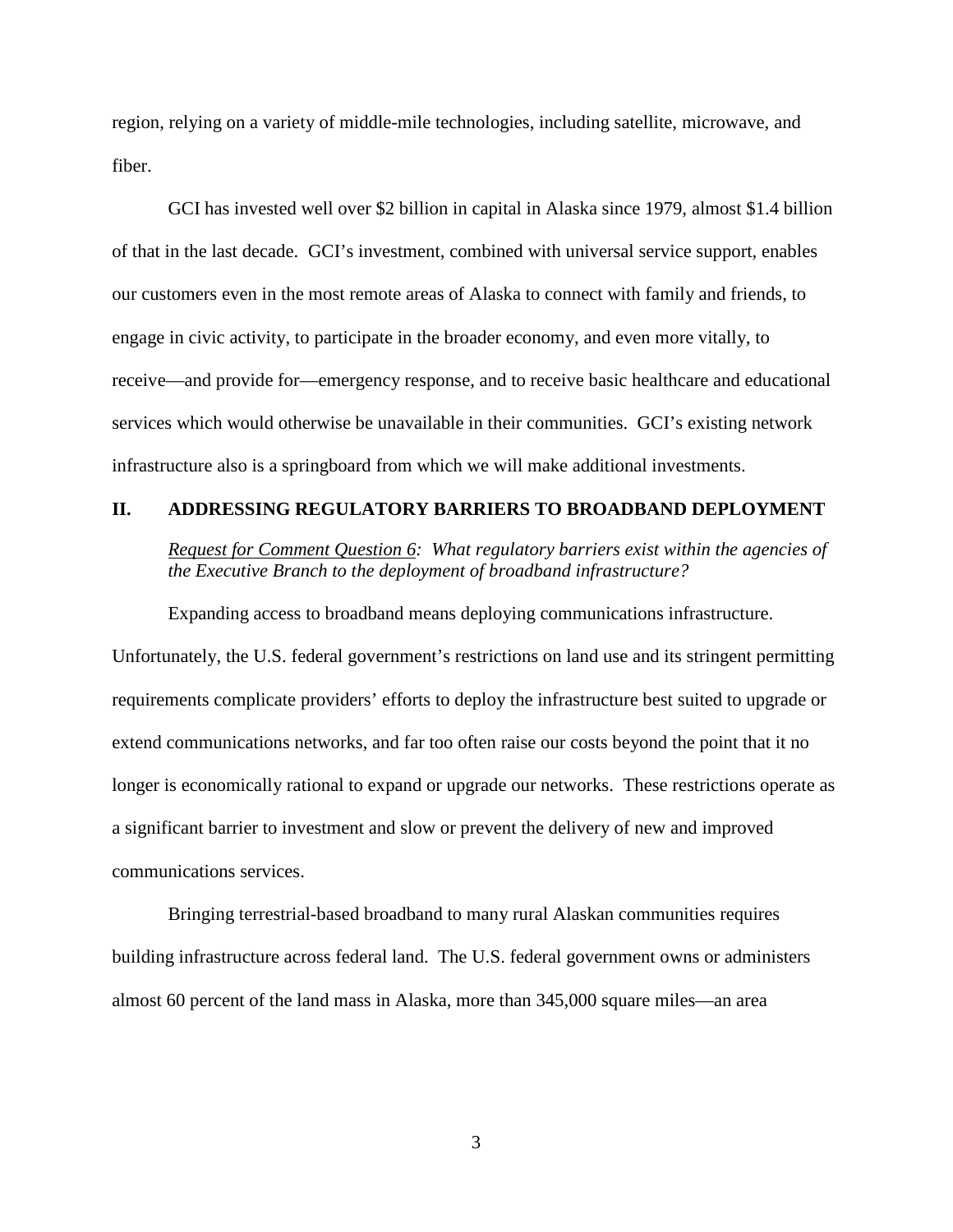region, relying on a variety of middle-mile technologies, including satellite, microwave, and fiber.

GCI has invested well over $2 billion in capital in Alaska since 1979, almost $1.4 billion of that in the last decade. GCI's investment, combined with universal service support, enables our customers even in the most remote areas of Alaska to connect with family and friends, to engage in civic activity, to participate in the broader economy, and even more vitally, to receive—and provide for—emergency response, and to receive basic healthcare and educational services which would otherwise be unavailable in their communities. GCI's existing network infrastructure also is a springboard from which we will make additional investments.

## II. ADDRESSING REGULATORY BARRIERS TO BROADBAND DEPLOYMENT

*Request for Comment Question 6: What regulatory barriers exist within the agencies of the Executive Branch to the deployment of broadband infrastructure?*

Expanding access to broadband means deploying communications infrastructure. Unfortunately, the U.S. federal government's restrictions on land use and its stringent permitting requirements complicate providers' efforts to deploy the infrastructure best suited to upgrade or extend communications networks, and far too often raise our costs beyond the point that it no longer is economically rational to expand or upgrade our networks. These restrictions operate as a significant barrier to investment and slow or prevent the delivery of new and improved communications services.

Bringing terrestrial-based broadband to many rural Alaskan communities requires building infrastructure across federal land. The U.S. federal government owns or administers almost 60 percent of the land mass in Alaska, more than 345,000 square miles—an area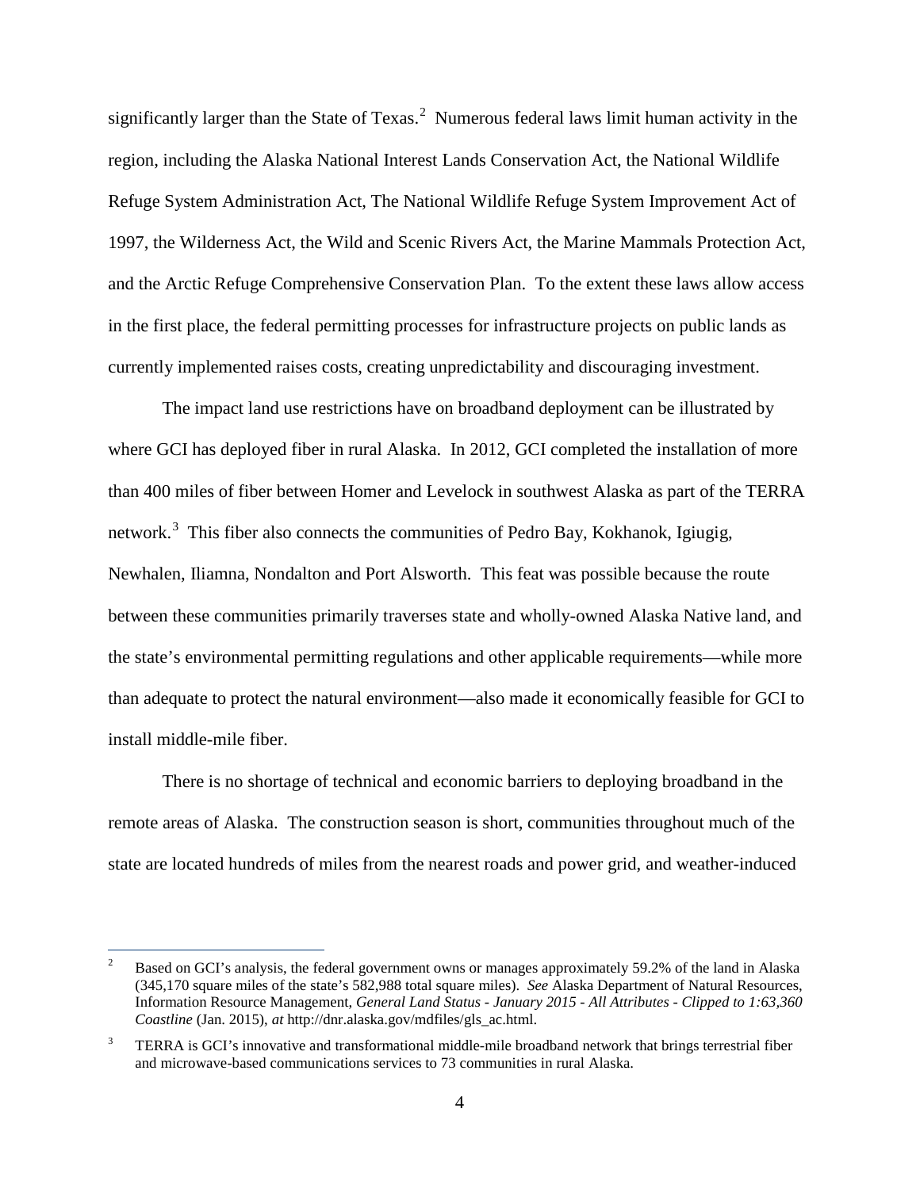significantly larger than the State of Texas.[2] Numerous federal laws limit human activity in the region, including the Alaska National Interest Lands Conservation Act, the National Wildlife Refuge System Administration Act, The National Wildlife Refuge System Improvement Act of 1997, the Wilderness Act, the Wild and Scenic Rivers Act, the Marine Mammals Protection Act, and the Arctic Refuge Comprehensive Conservation Plan. To the extent these laws allow access in the first place, the federal permitting processes for infrastructure projects on public lands as currently implemented raises costs, creating unpredictability and discouraging investment.

The impact land use restrictions have on broadband deployment can be illustrated by where GCI has deployed fiber in rural Alaska. In 2012, GCI completed the installation of more than 400 miles of fiber between Homer and Levelock in southwest Alaska as part of the TERRA network.[3] This fiber also connects the communities of Pedro Bay, Kokhanok, Igiugig, Newhalen, Iliamna, Nondalton and Port Alsworth. This feat was possible because the route between these communities primarily traverses state and wholly-owned Alaska Native land, and the state's environmental permitting regulations and other applicable requirements—while more than adequate to protect the natural environment—also made it economically feasible for GCI to install middle-mile fiber.

There is no shortage of technical and economic barriers to deploying broadband in the remote areas of Alaska. The construction season is short, communities throughout much of the state are located hundreds of miles from the nearest roads and power grid, and weather-induced

---

[2] Based on GCI's analysis, the federal government owns or manages approximately 59.2% of the land in Alaska (345,170 square miles of the state's 582,988 total square miles). *See* Alaska Department of Natural Resources, Information Resource Management, *General Land Status - January 2015 - All Attributes - Clipped to 1:63,360 Coastline* (Jan. 2015), *at* http://dnr.alaska.gov/mdfiles/gls_ac.html.

[3] TERRA is GCI's innovative and transformational middle-mile broadband network that brings terrestrial fiber and microwave-based communications services to 73 communities in rural Alaska.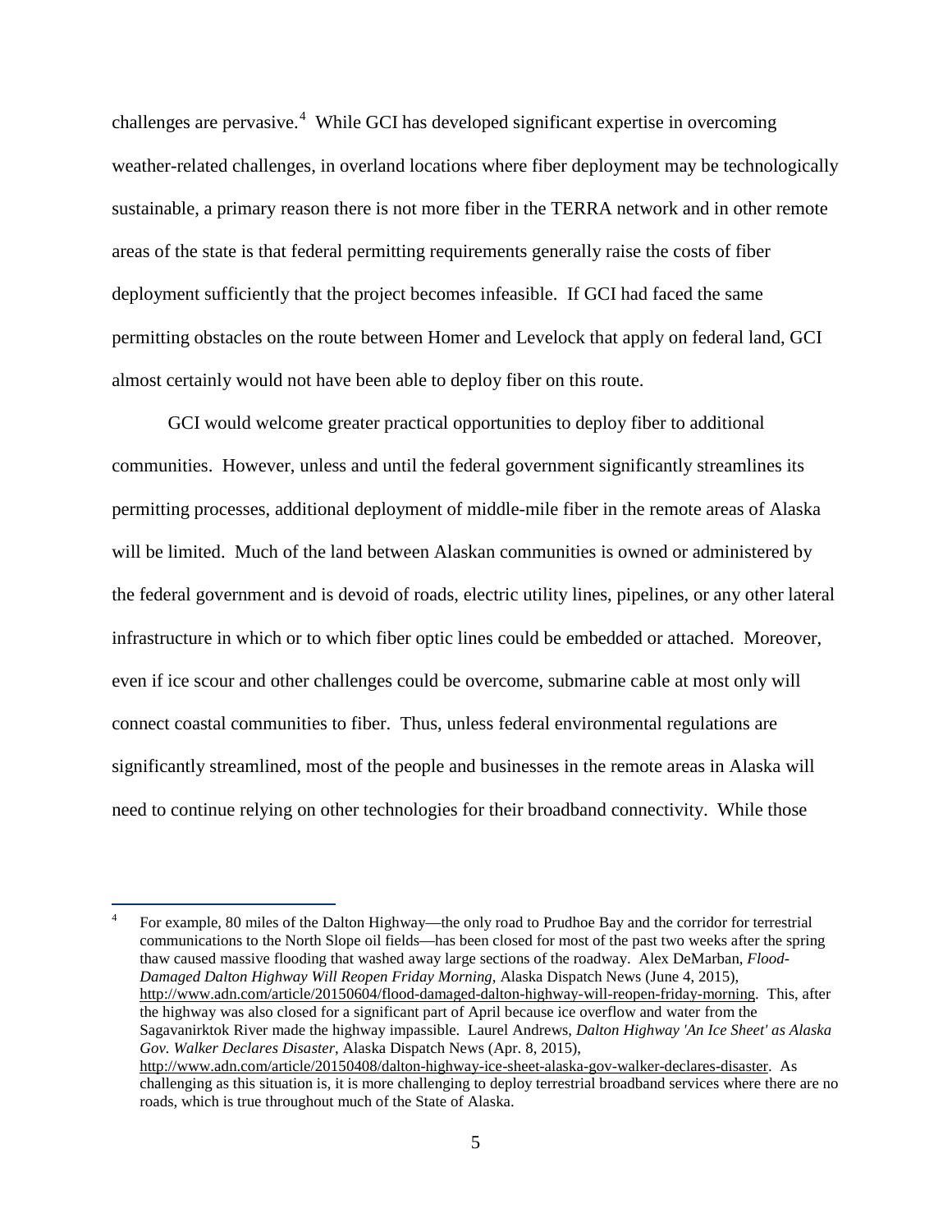challenges are pervasive.[4] While GCI has developed significant expertise in overcoming weather-related challenges, in overland locations where fiber deployment may be technologically sustainable, a primary reason there is not more fiber in the TERRA network and in other remote areas of the state is that federal permitting requirements generally raise the costs of fiber deployment sufficiently that the project becomes infeasible. If GCI had faced the same permitting obstacles on the route between Homer and Levelock that apply on federal land, GCI almost certainly would not have been able to deploy fiber on this route.

GCI would welcome greater practical opportunities to deploy fiber to additional communities. However, unless and until the federal government significantly streamlines its permitting processes, additional deployment of middle-mile fiber in the remote areas of Alaska will be limited. Much of the land between Alaskan communities is owned or administered by the federal government and is devoid of roads, electric utility lines, pipelines, or any other lateral infrastructure in which or to which fiber optic lines could be embedded or attached. Moreover, even if ice scour and other challenges could be overcome, submarine cable at most only will connect coastal communities to fiber. Thus, unless federal environmental regulations are significantly streamlined, most of the people and businesses in the remote areas in Alaska will need to continue relying on other technologies for their broadband connectivity. While those

---

[4] For example, 80 miles of the Dalton Highway—the only road to Prudhoe Bay and the corridor for terrestrial communications to the North Slope oil fields—has been closed for most of the past two weeks after the spring thaw caused massive flooding that washed away large sections of the roadway. Alex DeMarban, *Flood-Damaged Dalton Highway Will Reopen Friday Morning*, Alaska Dispatch News (June 4, 2015), http://www.adn.com/article/20150604/flood-damaged-dalton-highway-will-reopen-friday-morning. This, after the highway was also closed for a significant part of April because ice overflow and water from the Sagavanirktok River made the highway impassible. Laurel Andrews, *Dalton Highway 'An Ice Sheet' as Alaska Gov. Walker Declares Disaster*, Alaska Dispatch News (Apr. 8, 2015), http://www.adn.com/article/20150408/dalton-highway-ice-sheet-alaska-gov-walker-declares-disaster. As challenging as this situation is, it is more challenging to deploy terrestrial broadband services where there are no roads, which is true throughout much of the State of Alaska.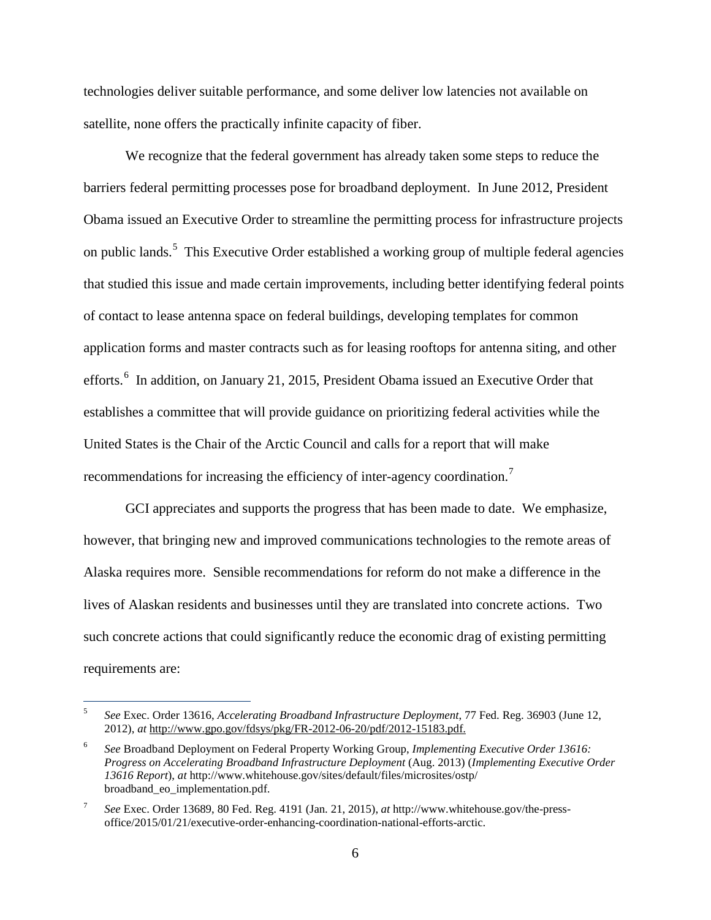technologies deliver suitable performance, and some deliver low latencies not available on satellite, none offers the practically infinite capacity of fiber.

We recognize that the federal government has already taken some steps to reduce the barriers federal permitting processes pose for broadband deployment. In June 2012, President Obama issued an Executive Order to streamline the permitting process for infrastructure projects on public lands.[5] This Executive Order established a working group of multiple federal agencies that studied this issue and made certain improvements, including better identifying federal points of contact to lease antenna space on federal buildings, developing templates for common application forms and master contracts such as for leasing rooftops for antenna siting, and other efforts.[6] In addition, on January 21, 2015, President Obama issued an Executive Order that establishes a committee that will provide guidance on prioritizing federal activities while the United States is the Chair of the Arctic Council and calls for a report that will make recommendations for increasing the efficiency of inter-agency coordination.[7]

GCI appreciates and supports the progress that has been made to date. We emphasize, however, that bringing new and improved communications technologies to the remote areas of Alaska requires more. Sensible recommendations for reform do not make a difference in the lives of Alaskan residents and businesses until they are translated into concrete actions. Two such concrete actions that could significantly reduce the economic drag of existing permitting requirements are:

---

[5] *See* Exec. Order 13616, *Accelerating Broadband Infrastructure Deployment*, 77 Fed. Reg. 36903 (June 12, 2012), *at* http://www.gpo.gov/fdsys/pkg/FR-2012-06-20/pdf/2012-15183.pdf.

[6] *See* Broadband Deployment on Federal Property Working Group, *Implementing Executive Order 13616: Progress on Accelerating Broadband Infrastructure Deployment* (Aug. 2013) (*Implementing Executive Order 13616 Report*), *at* http://www.whitehouse.gov/sites/default/files/microsites/ostp/broadband_eo_implementation.pdf.

[7] *See* Exec. Order 13689, 80 Fed. Reg. 4191 (Jan. 21, 2015), *at* http://www.whitehouse.gov/the-press-office/2015/01/21/executive-order-enhancing-coordination-national-efforts-arctic.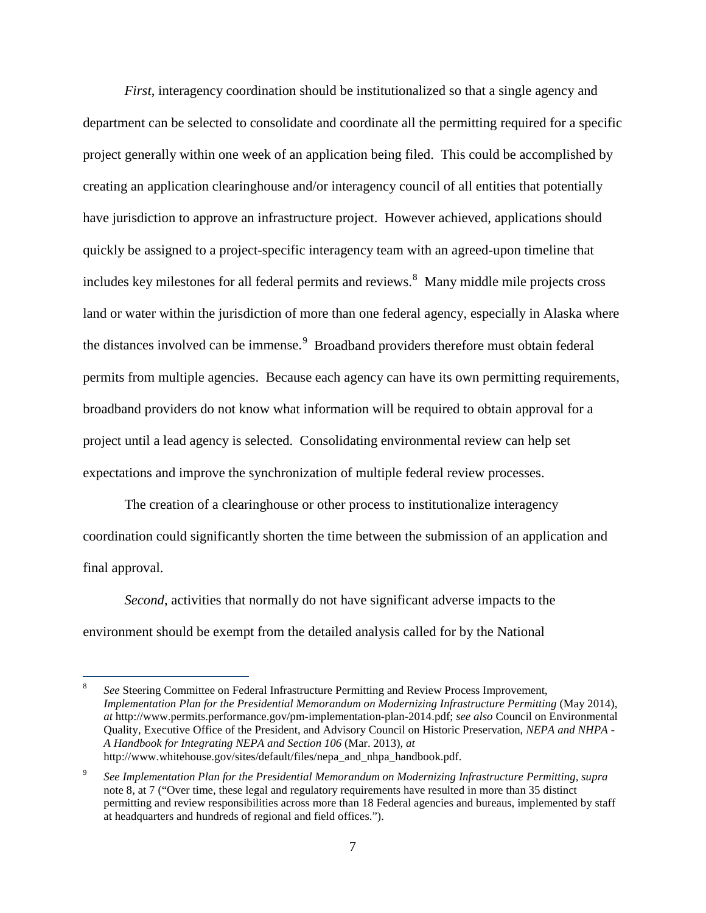*First*, interagency coordination should be institutionalized so that a single agency and department can be selected to consolidate and coordinate all the permitting required for a specific project generally within one week of an application being filed. This could be accomplished by creating an application clearinghouse and/or interagency council of all entities that potentially have jurisdiction to approve an infrastructure project. However achieved, applications should quickly be assigned to a project-specific interagency team with an agreed-upon timeline that includes key milestones for all federal permits and reviews.[8] Many middle mile projects cross land or water within the jurisdiction of more than one federal agency, especially in Alaska where the distances involved can be immense.[9] Broadband providers therefore must obtain federal permits from multiple agencies. Because each agency can have its own permitting requirements, broadband providers do not know what information will be required to obtain approval for a project until a lead agency is selected. Consolidating environmental review can help set expectations and improve the synchronization of multiple federal review processes.

The creation of a clearinghouse or other process to institutionalize interagency coordination could significantly shorten the time between the submission of an application and final approval.

*Second*, activities that normally do not have significant adverse impacts to the environment should be exempt from the detailed analysis called for by the National

---

[8] *See* Steering Committee on Federal Infrastructure Permitting and Review Process Improvement, *Implementation Plan for the Presidential Memorandum on Modernizing Infrastructure Permitting* (May 2014), *at* http://www.permits.performance.gov/pm-implementation-plan-2014.pdf; *see also* Council on Environmental Quality, Executive Office of the President, and Advisory Council on Historic Preservation, *NEPA and NHPA - A Handbook for Integrating NEPA and Section 106* (Mar. 2013), *at* http://www.whitehouse.gov/sites/default/files/nepa_and_nhpa_handbook.pdf.

[9] *See Implementation Plan for the Presidential Memorandum on Modernizing Infrastructure Permitting*, *supra* note 8, at 7 ("Over time, these legal and regulatory requirements have resulted in more than 35 distinct permitting and review responsibilities across more than 18 Federal agencies and bureaus, implemented by staff at headquarters and hundreds of regional and field offices.").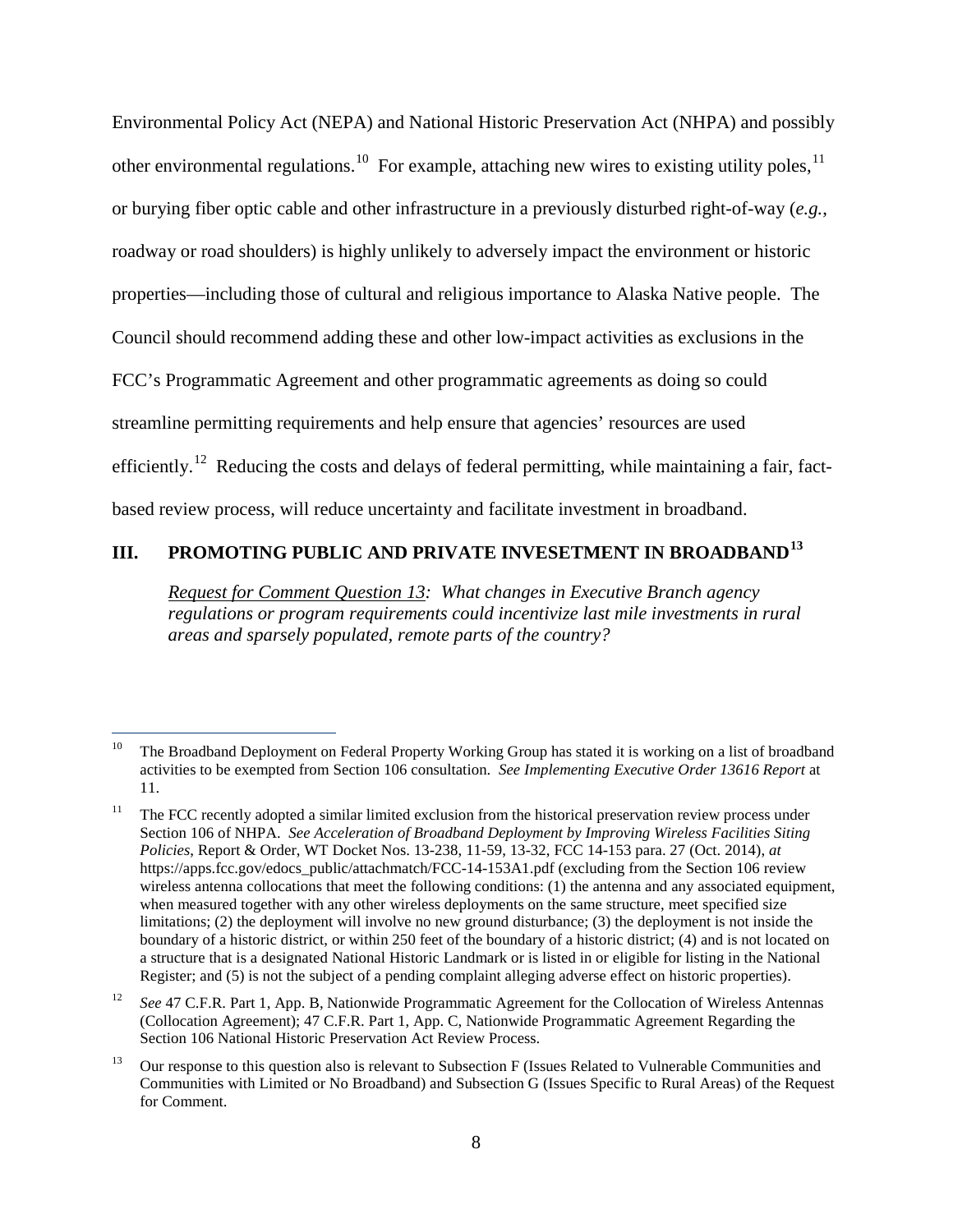Environmental Policy Act (NEPA) and National Historic Preservation Act (NHPA) and possibly other environmental regulations.[10] For example, attaching new wires to existing utility poles,[11] or burying fiber optic cable and other infrastructure in a previously disturbed right-of-way (*e.g.*, roadway or road shoulders) is highly unlikely to adversely impact the environment or historic properties—including those of cultural and religious importance to Alaska Native people. The Council should recommend adding these and other low-impact activities as exclusions in the FCC's Programmatic Agreement and other programmatic agreements as doing so could streamline permitting requirements and help ensure that agencies' resources are used efficiently.[12] Reducing the costs and delays of federal permitting, while maintaining a fair, fact-based review process, will reduce uncertainty and facilitate investment in broadband.

## III. PROMOTING PUBLIC AND PRIVATE INVESETMENT IN BROADBAND[13]

> *Request for Comment Question 13: What changes in Executive Branch agency regulations or program requirements could incentivize last mile investments in rural areas and sparsely populated, remote parts of the country?*

---

[10] The Broadband Deployment on Federal Property Working Group has stated it is working on a list of broadband activities to be exempted from Section 106 consultation. *See Implementing Executive Order 13616 Report* at 11.

[11] The FCC recently adopted a similar limited exclusion from the historical preservation review process under Section 106 of NHPA. *See Acceleration of Broadband Deployment by Improving Wireless Facilities Siting Policies*, Report & Order, WT Docket Nos. 13-238, 11-59, 13-32, FCC 14-153 para. 27 (Oct. 2014), *at* https://apps.fcc.gov/edocs_public/attachmatch/FCC-14-153A1.pdf (excluding from the Section 106 review wireless antenna collocations that meet the following conditions: (1) the antenna and any associated equipment, when measured together with any other wireless deployments on the same structure, meet specified size limitations; (2) the deployment will involve no new ground disturbance; (3) the deployment is not inside the boundary of a historic district, or within 250 feet of the boundary of a historic district; (4) and is not located on a structure that is a designated National Historic Landmark or is listed in or eligible for listing in the National Register; and (5) is not the subject of a pending complaint alleging adverse effect on historic properties).

[12] *See* 47 C.F.R. Part 1, App. B, Nationwide Programmatic Agreement for the Collocation of Wireless Antennas (Collocation Agreement); 47 C.F.R. Part 1, App. C, Nationwide Programmatic Agreement Regarding the Section 106 National Historic Preservation Act Review Process.

[13] Our response to this question also is relevant to Subsection F (Issues Related to Vulnerable Communities and Communities with Limited or No Broadband) and Subsection G (Issues Specific to Rural Areas) of the Request for Comment.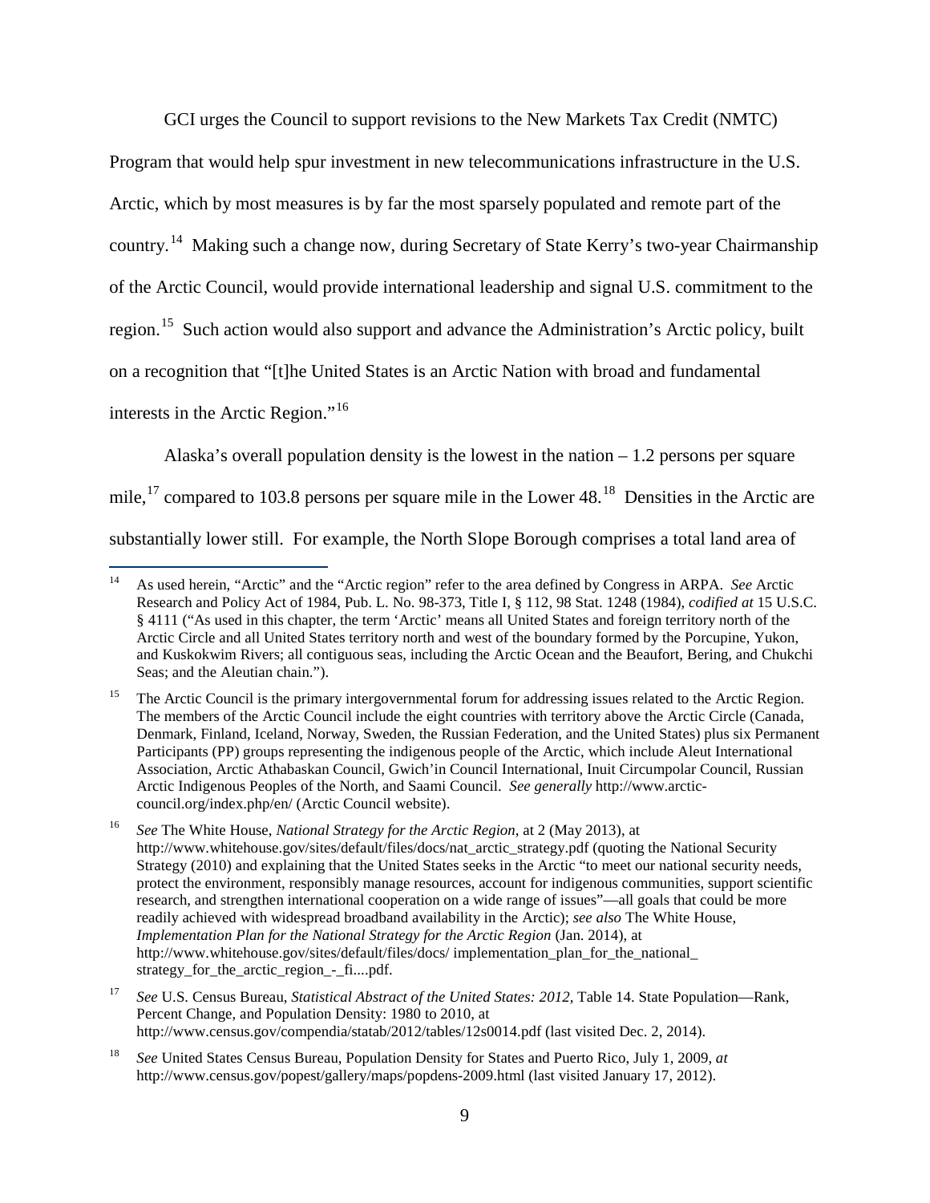GCI urges the Council to support revisions to the New Markets Tax Credit (NMTC) Program that would help spur investment in new telecommunications infrastructure in the U.S. Arctic, which by most measures is by far the most sparsely populated and remote part of the country.[14] Making such a change now, during Secretary of State Kerry's two-year Chairmanship of the Arctic Council, would provide international leadership and signal U.S. commitment to the region.[15] Such action would also support and advance the Administration's Arctic policy, built on a recognition that "[t]he United States is an Arctic Nation with broad and fundamental interests in the Arctic Region."[16]

Alaska's overall population density is the lowest in the nation – 1.2 persons per square mile,[17] compared to 103.8 persons per square mile in the Lower 48.[18] Densities in the Arctic are substantially lower still. For example, the North Slope Borough comprises a total land area of

---

[14] As used herein, "Arctic" and the "Arctic region" refer to the area defined by Congress in ARPA. *See* Arctic Research and Policy Act of 1984, Pub. L. No. 98-373, Title I, § 112, 98 Stat. 1248 (1984), *codified at* 15 U.S.C. § 4111 ("As used in this chapter, the term 'Arctic' means all United States and foreign territory north of the Arctic Circle and all United States territory north and west of the boundary formed by the Porcupine, Yukon, and Kuskokwim Rivers; all contiguous seas, including the Arctic Ocean and the Beaufort, Bering, and Chukchi Seas; and the Aleutian chain.").

[15] The Arctic Council is the primary intergovernmental forum for addressing issues related to the Arctic Region. The members of the Arctic Council include the eight countries with territory above the Arctic Circle (Canada, Denmark, Finland, Iceland, Norway, Sweden, the Russian Federation, and the United States) plus six Permanent Participants (PP) groups representing the indigenous people of the Arctic, which include Aleut International Association, Arctic Athabaskan Council, Gwich'in Council International, Inuit Circumpolar Council, Russian Arctic Indigenous Peoples of the North, and Saami Council. *See generally* http://www.arctic-council.org/index.php/en/ (Arctic Council website).

[16] *See* The White House, *National Strategy for the Arctic Region*, at 2 (May 2013), at http://www.whitehouse.gov/sites/default/files/docs/nat_arctic_strategy.pdf (quoting the National Security Strategy (2010) and explaining that the United States seeks in the Arctic "to meet our national security needs, protect the environment, responsibly manage resources, account for indigenous communities, support scientific research, and strengthen international cooperation on a wide range of issues"—all goals that could be more readily achieved with widespread broadband availability in the Arctic); *see also* The White House, *Implementation Plan for the National Strategy for the Arctic Region* (Jan. 2014), at http://www.whitehouse.gov/sites/default/files/docs/ implementation_plan_for_the_national_strategy_for_the_arctic_region_-_fi....pdf.

[17] *See* U.S. Census Bureau, *Statistical Abstract of the United States: 2012*, Table 14. State Population—Rank, Percent Change, and Population Density: 1980 to 2010, at http://www.census.gov/compendia/statab/2012/tables/12s0014.pdf (last visited Dec. 2, 2014).

[18] *See* United States Census Bureau, Population Density for States and Puerto Rico, July 1, 2009, *at* http://www.census.gov/popest/gallery/maps/popdens-2009.html (last visited January 17, 2012).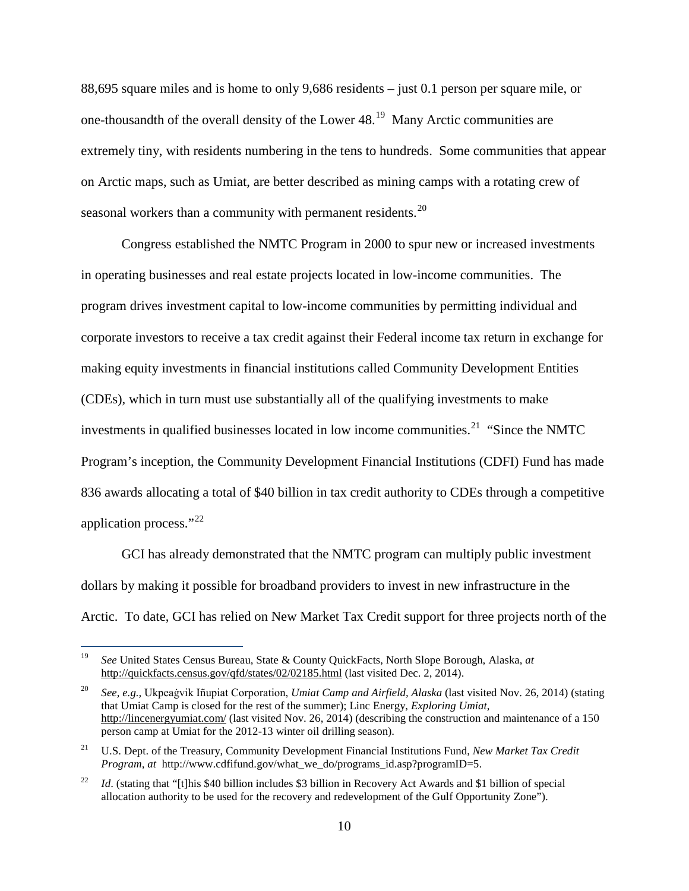88,695 square miles and is home to only 9,686 residents – just 0.1 person per square mile, or one-thousandth of the overall density of the Lower 48.[19] Many Arctic communities are extremely tiny, with residents numbering in the tens to hundreds. Some communities that appear on Arctic maps, such as Umiat, are better described as mining camps with a rotating crew of seasonal workers than a community with permanent residents.[20]

Congress established the NMTC Program in 2000 to spur new or increased investments in operating businesses and real estate projects located in low-income communities. The program drives investment capital to low-income communities by permitting individual and corporate investors to receive a tax credit against their Federal income tax return in exchange for making equity investments in financial institutions called Community Development Entities (CDEs), which in turn must use substantially all of the qualifying investments to make investments in qualified businesses located in low income communities.[21] "Since the NMTC Program's inception, the Community Development Financial Institutions (CDFI) Fund has made 836 awards allocating a total of $40 billion in tax credit authority to CDEs through a competitive application process."[22]

GCI has already demonstrated that the NMTC program can multiply public investment dollars by making it possible for broadband providers to invest in new infrastructure in the Arctic. To date, GCI has relied on New Market Tax Credit support for three projects north of the

---

[19] *See* United States Census Bureau, State & County QuickFacts, North Slope Borough, Alaska, *at* http://quickfacts.census.gov/qfd/states/02/02185.html (last visited Dec. 2, 2014).

[20] *See, e.g.*, Ukpeaġvik Iñupiat Corporation, *Umiat Camp and Airfield, Alaska* (last visited Nov. 26, 2014) (stating that Umiat Camp is closed for the rest of the summer); Linc Energy, *Exploring Umiat*, http://lincenergyumiat.com/ (last visited Nov. 26, 2014) (describing the construction and maintenance of a 150 person camp at Umiat for the 2012-13 winter oil drilling season).

[21] U.S. Dept. of the Treasury, Community Development Financial Institutions Fund, *New Market Tax Credit Program*, *at* http://www.cdfifund.gov/what_we_do/programs_id.asp?programID=5.

[22] *Id*. (stating that "[t]his $40 billion includes $3 billion in Recovery Act Awards and $1 billion of special allocation authority to be used for the recovery and redevelopment of the Gulf Opportunity Zone").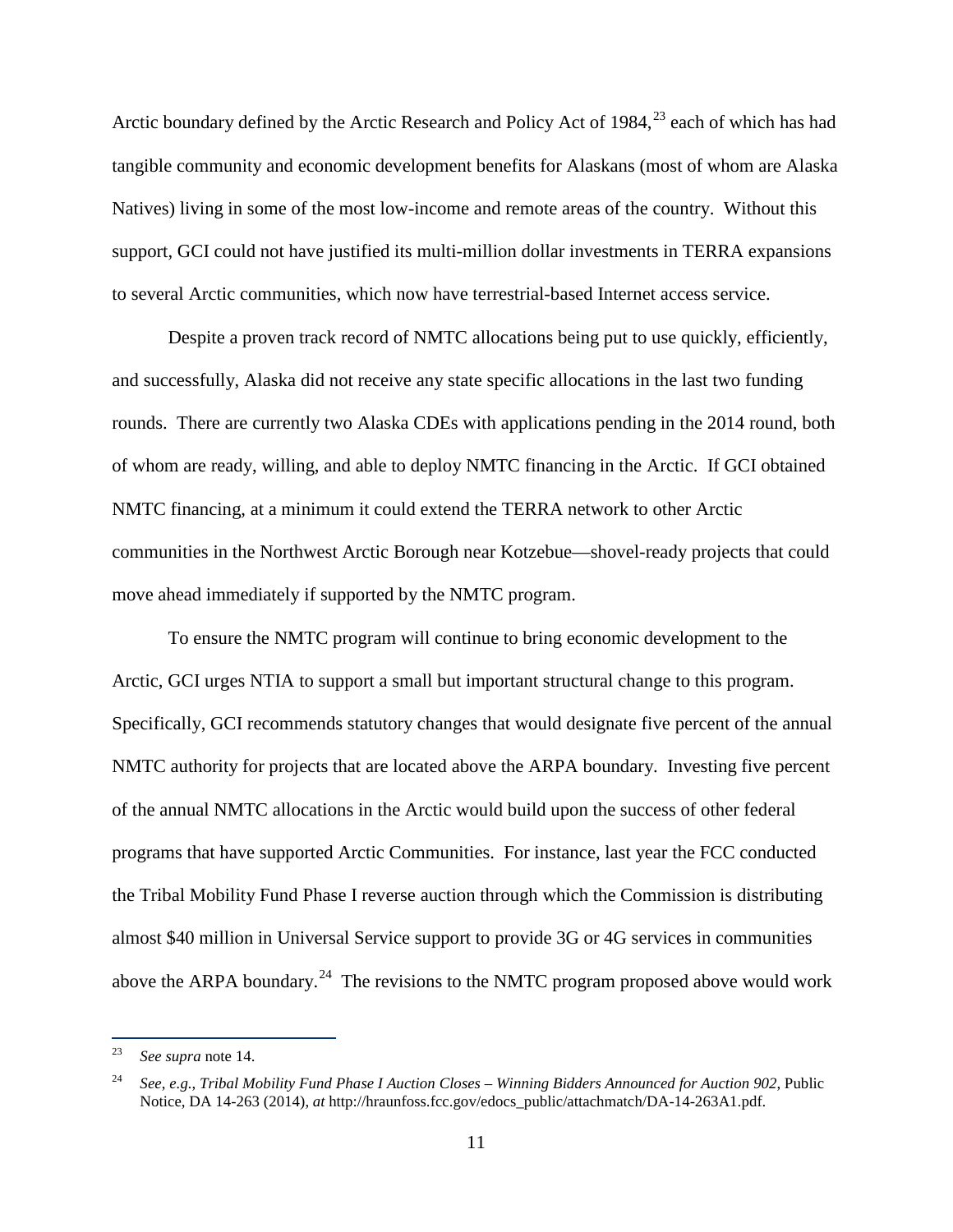Arctic boundary defined by the Arctic Research and Policy Act of 1984,[23] each of which has had tangible community and economic development benefits for Alaskans (most of whom are Alaska Natives) living in some of the most low-income and remote areas of the country. Without this support, GCI could not have justified its multi-million dollar investments in TERRA expansions to several Arctic communities, which now have terrestrial-based Internet access service.

Despite a proven track record of NMTC allocations being put to use quickly, efficiently, and successfully, Alaska did not receive any state specific allocations in the last two funding rounds. There are currently two Alaska CDEs with applications pending in the 2014 round, both of whom are ready, willing, and able to deploy NMTC financing in the Arctic. If GCI obtained NMTC financing, at a minimum it could extend the TERRA network to other Arctic communities in the Northwest Arctic Borough near Kotzebue—shovel-ready projects that could move ahead immediately if supported by the NMTC program.

To ensure the NMTC program will continue to bring economic development to the Arctic, GCI urges NTIA to support a small but important structural change to this program. Specifically, GCI recommends statutory changes that would designate five percent of the annual NMTC authority for projects that are located above the ARPA boundary. Investing five percent of the annual NMTC allocations in the Arctic would build upon the success of other federal programs that have supported Arctic Communities. For instance, last year the FCC conducted the Tribal Mobility Fund Phase I reverse auction through which the Commission is distributing almost $40 million in Universal Service support to provide 3G or 4G services in communities above the ARPA boundary.[24] The revisions to the NMTC program proposed above would work

---

[23] *See supra* note 14.

[24] *See, e.g.*, *Tribal Mobility Fund Phase I Auction Closes – Winning Bidders Announced for Auction 902*, Public Notice, DA 14-263 (2014), *at* http://hraunfoss.fcc.gov/edocs_public/attachmatch/DA-14-263A1.pdf.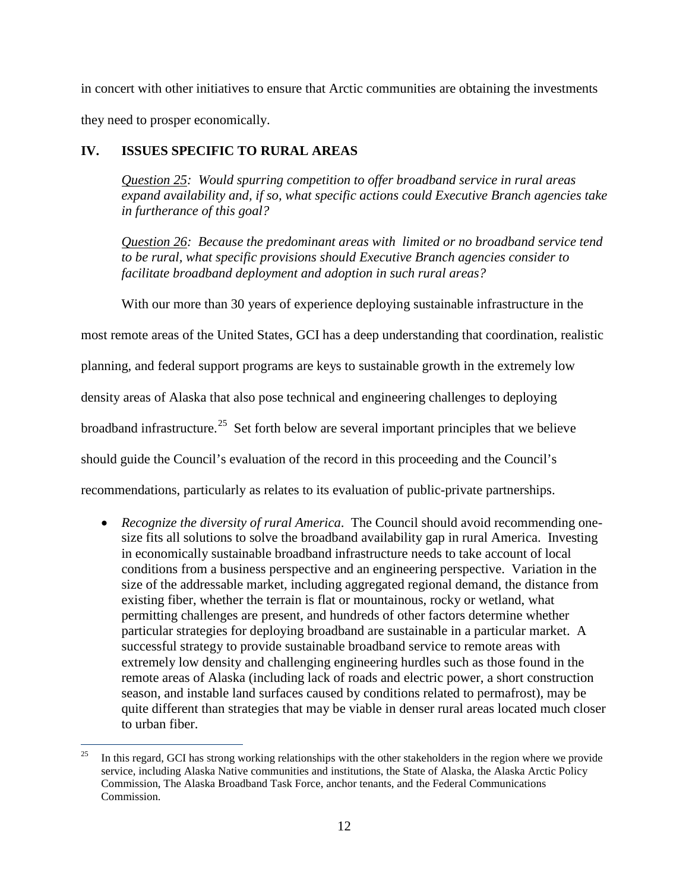in concert with other initiatives to ensure that Arctic communities are obtaining the investments they need to prosper economically.

## IV. ISSUES SPECIFIC TO RURAL AREAS

*Question 25: Would spurring competition to offer broadband service in rural areas expand availability and, if so, what specific actions could Executive Branch agencies take in furtherance of this goal?*

*Question 26: Because the predominant areas with limited or no broadband service tend to be rural, what specific provisions should Executive Branch agencies consider to facilitate broadband deployment and adoption in such rural areas?*

With our more than 30 years of experience deploying sustainable infrastructure in the most remote areas of the United States, GCI has a deep understanding that coordination, realistic planning, and federal support programs are keys to sustainable growth in the extremely low density areas of Alaska that also pose technical and engineering challenges to deploying broadband infrastructure.[25] Set forth below are several important principles that we believe should guide the Council's evaluation of the record in this proceeding and the Council's recommendations, particularly as relates to its evaluation of public-private partnerships.

- *Recognize the diversity of rural America*. The Council should avoid recommending one-size fits all solutions to solve the broadband availability gap in rural America. Investing in economically sustainable broadband infrastructure needs to take account of local conditions from a business perspective and an engineering perspective. Variation in the size of the addressable market, including aggregated regional demand, the distance from existing fiber, whether the terrain is flat or mountainous, rocky or wetland, what permitting challenges are present, and hundreds of other factors determine whether particular strategies for deploying broadband are sustainable in a particular market. A successful strategy to provide sustainable broadband service to remote areas with extremely low density and challenging engineering hurdles such as those found in the remote areas of Alaska (including lack of roads and electric power, a short construction season, and instable land surfaces caused by conditions related to permafrost), may be quite different than strategies that may be viable in denser rural areas located much closer to urban fiber.

[25] In this regard, GCI has strong working relationships with the other stakeholders in the region where we provide service, including Alaska Native communities and institutions, the State of Alaska, the Alaska Arctic Policy Commission, The Alaska Broadband Task Force, anchor tenants, and the Federal Communications Commission.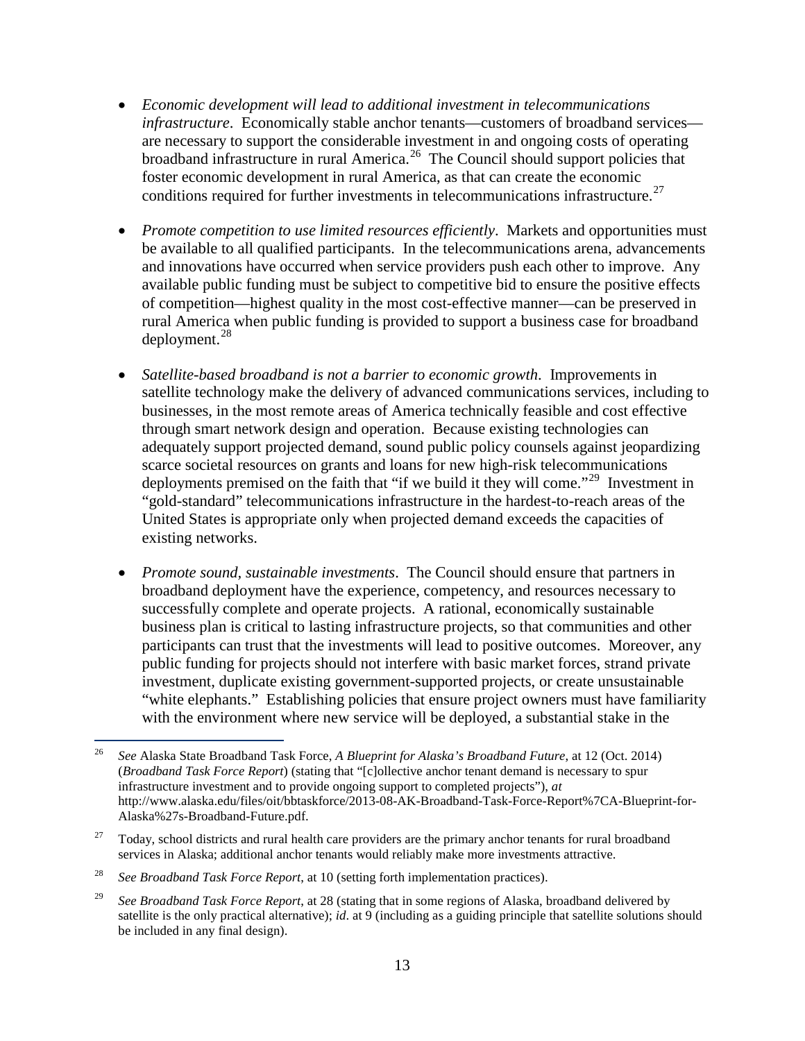- *Economic development will lead to additional investment in telecommunications infrastructure*. Economically stable anchor tenants—customers of broadband services—are necessary to support the considerable investment in and ongoing costs of operating broadband infrastructure in rural America.[26] The Council should support policies that foster economic development in rural America, as that can create the economic conditions required for further investments in telecommunications infrastructure.[27]

- *Promote competition to use limited resources efficiently*. Markets and opportunities must be available to all qualified participants. In the telecommunications arena, advancements and innovations have occurred when service providers push each other to improve. Any available public funding must be subject to competitive bid to ensure the positive effects of competition—highest quality in the most cost-effective manner—can be preserved in rural America when public funding is provided to support a business case for broadband deployment.[28]

- *Satellite-based broadband is not a barrier to economic growth*. Improvements in satellite technology make the delivery of advanced communications services, including to businesses, in the most remote areas of America technically feasible and cost effective through smart network design and operation. Because existing technologies can adequately support projected demand, sound public policy counsels against jeopardizing scarce societal resources on grants and loans for new high-risk telecommunications deployments premised on the faith that "if we build it they will come."[29] Investment in "gold-standard" telecommunications infrastructure in the hardest-to-reach areas of the United States is appropriate only when projected demand exceeds the capacities of existing networks.

- *Promote sound, sustainable investments*. The Council should ensure that partners in broadband deployment have the experience, competency, and resources necessary to successfully complete and operate projects. A rational, economically sustainable business plan is critical to lasting infrastructure projects, so that communities and other participants can trust that the investments will lead to positive outcomes. Moreover, any public funding for projects should not interfere with basic market forces, strand private investment, duplicate existing government-supported projects, or create unsustainable "white elephants." Establishing policies that ensure project owners must have familiarity with the environment where new service will be deployed, a substantial stake in the

---

[26] *See* Alaska State Broadband Task Force, *A Blueprint for Alaska's Broadband Future*, at 12 (Oct. 2014) (*Broadband Task Force Report*) (stating that "[c]ollective anchor tenant demand is necessary to spur infrastructure investment and to provide ongoing support to completed projects"), *at* http://www.alaska.edu/files/oit/bbtaskforce/2013-08-AK-Broadband-Task-Force-Report%7CA-Blueprint-for-Alaska%27s-Broadband-Future.pdf.

[27] Today, school districts and rural health care providers are the primary anchor tenants for rural broadband services in Alaska; additional anchor tenants would reliably make more investments attractive.

[28] *See Broadband Task Force Report*, at 10 (setting forth implementation practices).

[29] *See Broadband Task Force Report*, at 28 (stating that in some regions of Alaska, broadband delivered by satellite is the only practical alternative); *id*. at 9 (including as a guiding principle that satellite solutions should be included in any final design).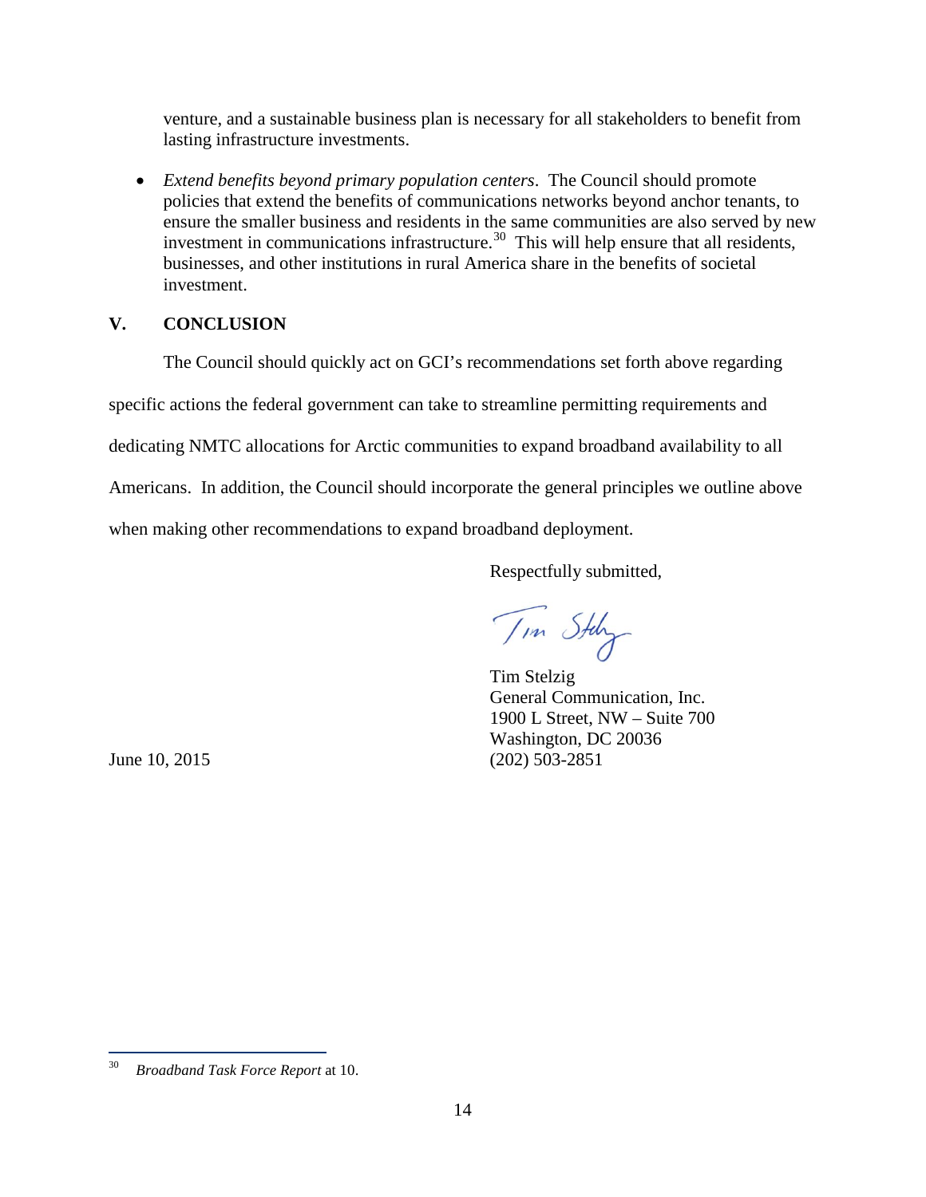venture, and a sustainable business plan is necessary for all stakeholders to benefit from lasting infrastructure investments.

- *Extend benefits beyond primary population centers*. The Council should promote policies that extend the benefits of communications networks beyond anchor tenants, to ensure the smaller business and residents in the same communities are also served by new investment in communications infrastructure.[30] This will help ensure that all residents, businesses, and other institutions in rural America share in the benefits of societal investment.

## V. CONCLUSION

The Council should quickly act on GCI's recommendations set forth above regarding specific actions the federal government can take to streamline permitting requirements and dedicating NMTC allocations for Arctic communities to expand broadband availability to all Americans. In addition, the Council should incorporate the general principles we outline above when making other recommendations to expand broadband deployment.

Respectfully submitted,

Tim Stelzig
General Communication, Inc.
1900 L Street, NW – Suite 700
Washington, DC 20036
(202) 503-2851

June 10, 2015

---

[30] *Broadband Task Force Report* at 10.